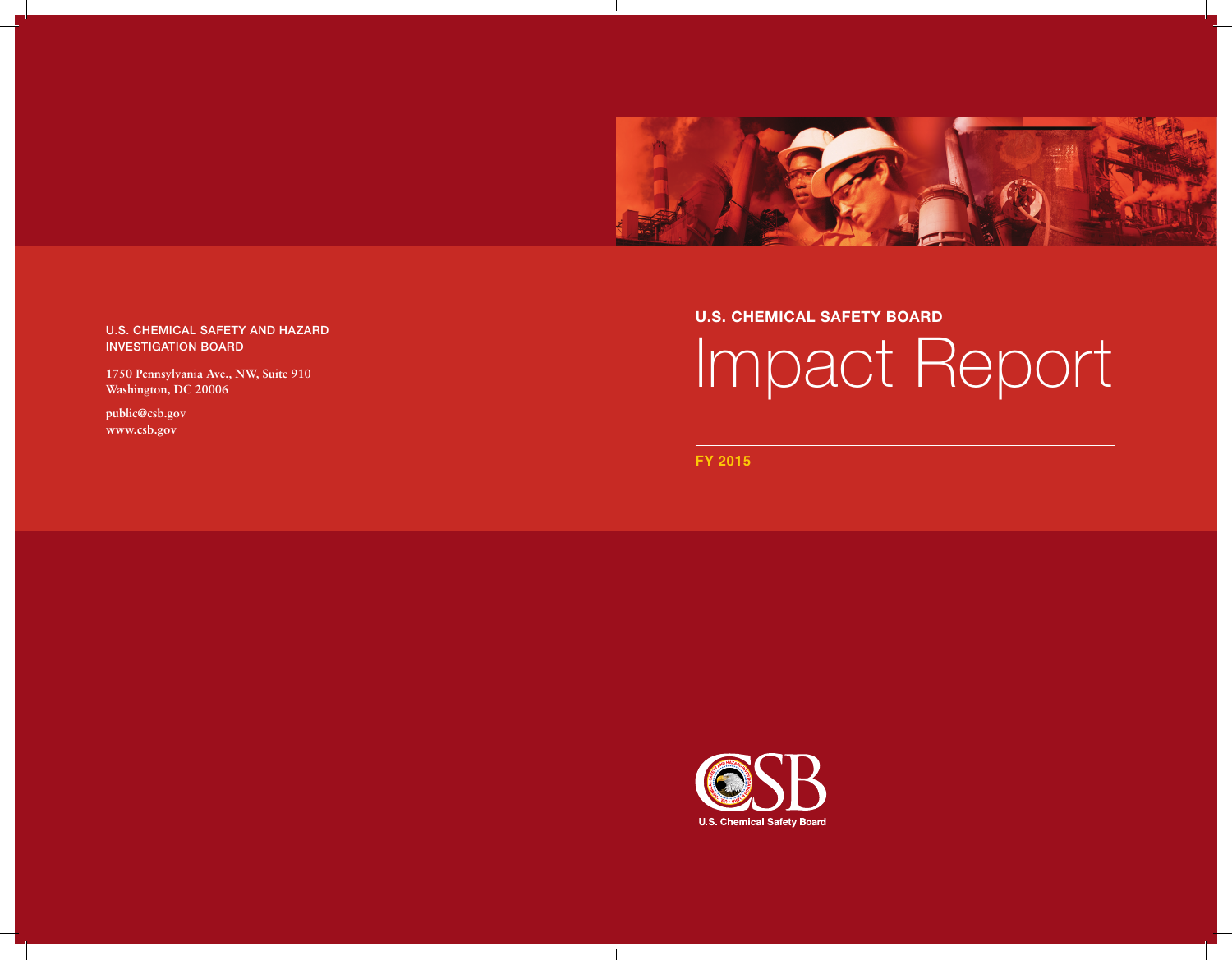U.S. CHEMICAL SAFETY AND HAZARD INVESTIGATION BOARD

1750 Pennsylvania Ave., NW, Suite 910
Washington, DC 20006

public@csb.gov
www.csb.gov

**U.S. CHEMICAL SAFETY BOARD**

# Impact Report

**FY 2015**

U.S. Chemical Safety Board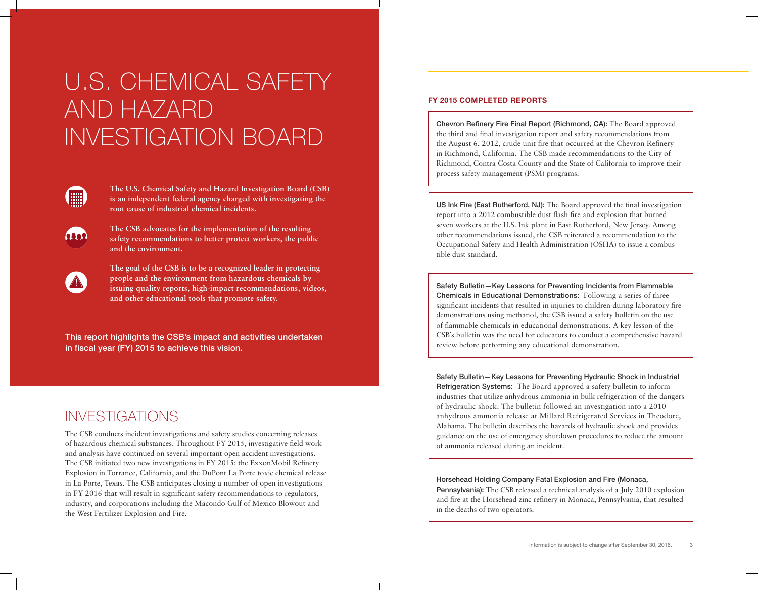# U.S. CHEMICAL SAFETY AND HAZARD INVESTIGATION BOARD

**The U.S. Chemical Safety and Hazard Investigation Board (CSB) is an independent federal agency charged with investigating the root cause of industrial chemical incidents.**

**The CSB advocates for the implementation of the resulting safety recommendations to better protect workers, the public and the environment.**

**The goal of the CSB is to be a recognized leader in protecting people and the environment from hazardous chemicals by issuing quality reports, high-impact recommendations, videos, and other educational tools that promote safety.**

**This report highlights the CSB's impact and activities undertaken in fiscal year (FY) 2015 to achieve this vision.**

## INVESTIGATIONS

The CSB conducts incident investigations and safety studies concerning releases of hazardous chemical substances. Throughout FY 2015, investigative field work and analysis have continued on several important open accident investigations. The CSB initiated two new investigations in FY 2015: the ExxonMobil Refinery Explosion in Torrance, California, and the DuPont La Porte toxic chemical release in La Porte, Texas. The CSB anticipates closing a number of open investigations in FY 2016 that will result in significant safety recommendations to regulators, industry, and corporations including the Macondo Gulf of Mexico Blowout and the West Fertilizer Explosion and Fire.

### FY 2015 COMPLETED REPORTS

**Chevron Refinery Fire Final Report (Richmond, CA):** The Board approved the third and final investigation report and safety recommendations from the August 6, 2012, crude unit fire that occurred at the Chevron Refinery in Richmond, California. The CSB made recommendations to the City of Richmond, Contra Costa County and the State of California to improve their process safety management (PSM) programs.

**US Ink Fire (East Rutherford, NJ):** The Board approved the final investigation report into a 2012 combustible dust flash fire and explosion that burned seven workers at the U.S. Ink plant in East Rutherford, New Jersey. Among other recommendations issued, the CSB reiterated a recommendation to the Occupational Safety and Health Administration (OSHA) to issue a combustible dust standard.

**Safety Bulletin—Key Lessons for Preventing Incidents from Flammable Chemicals in Educational Demonstrations:** Following a series of three significant incidents that resulted in injuries to children during laboratory fire demonstrations using methanol, the CSB issued a safety bulletin on the use of flammable chemicals in educational demonstrations. A key lesson of the CSB's bulletin was the need for educators to conduct a comprehensive hazard review before performing any educational demonstration.

**Safety Bulletin—Key Lessons for Preventing Hydraulic Shock in Industrial Refrigeration Systems:** The Board approved a safety bulletin to inform industries that utilize anhydrous ammonia in bulk refrigeration of the dangers of hydraulic shock. The bulletin followed an investigation into a 2010 anhydrous ammonia release at Millard Refrigerated Services in Theodore, Alabama. The bulletin describes the hazards of hydraulic shock and provides guidance on the use of emergency shutdown procedures to reduce the amount of ammonia released during an incident.

**Horsehead Holding Company Fatal Explosion and Fire (Monaca, Pennsylvania):** The CSB released a technical analysis of a July 2010 explosion and fire at the Horsehead zinc refinery in Monaca, Pennsylvania, that resulted in the deaths of two operators.

Information is subject to change after September 30, 2016.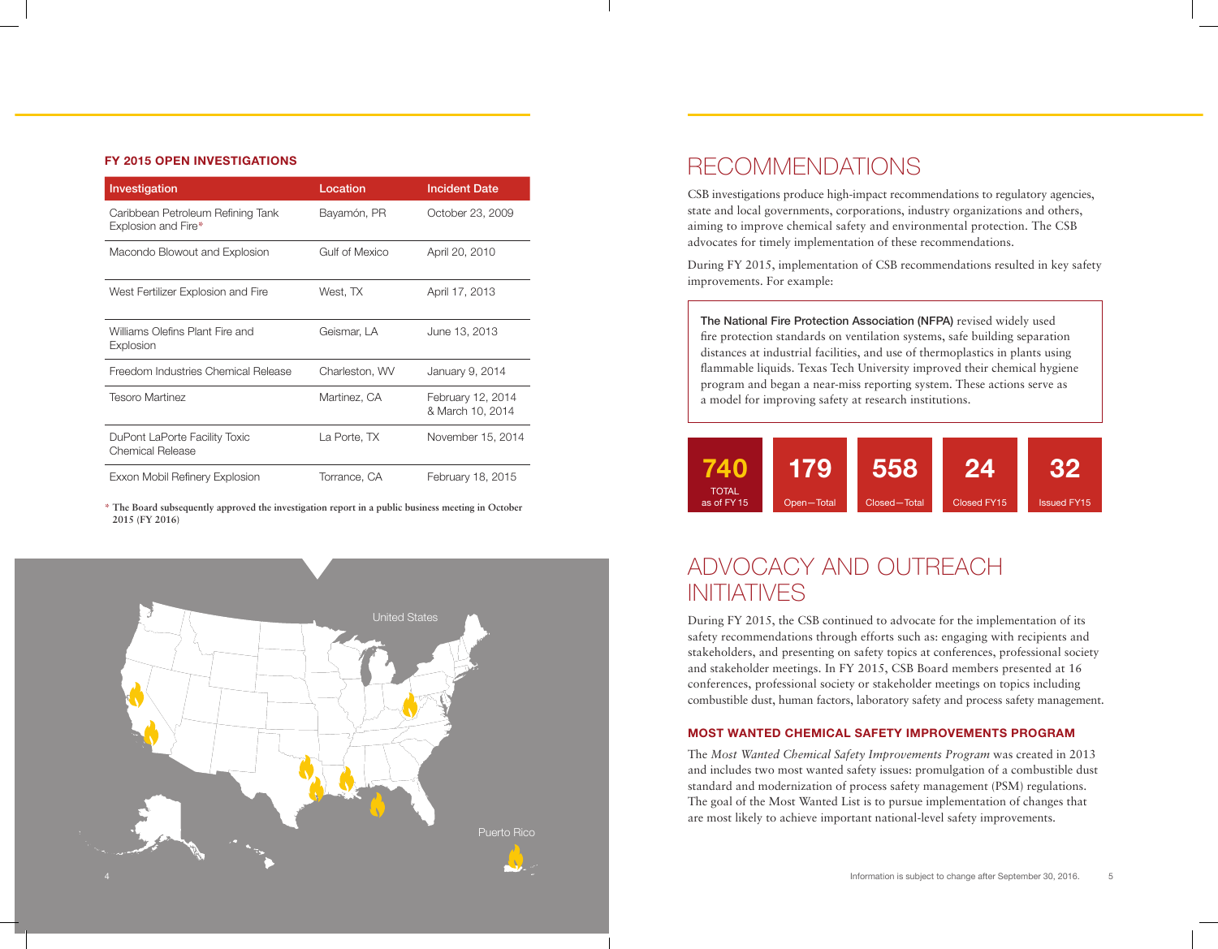#### FY 2015 OPEN INVESTIGATIONS

| Investigation | Location | Incident Date |
|---|---|---|
| Caribbean Petroleum Refining Tank Explosion and Fire* | Bayamón, PR | October 23, 2009 |
| Macondo Blowout and Explosion | Gulf of Mexico | April 20, 2010 |
| West Fertilizer Explosion and Fire | West, TX | April 17, 2013 |
| Williams Olefins Plant Fire and Explosion | Geismar, LA | June 13, 2013 |
| Freedom Industries Chemical Release | Charleston, WV | January 9, 2014 |
| Tesoro Martinez | Martinez, CA | February 12, 2014 & March 10, 2014 |
| DuPont LaPorte Facility Toxic Chemical Release | La Porte, TX | November 15, 2014 |
| Exxon Mobil Refinery Explosion | Torrance, CA | February 18, 2015 |

* The Board subsequently approved the investigation report in a public business meeting in October 2015 (FY 2016)

United States

Puerto Rico

# RECOMMENDATIONS

CSB investigations produce high-impact recommendations to regulatory agencies, state and local governments, corporations, industry organizations and others, aiming to improve chemical safety and environmental protection. The CSB advocates for timely implementation of these recommendations.

During FY 2015, implementation of CSB recommendations resulted in key safety improvements. For example:

> **The National Fire Protection Association (NFPA)** revised widely used fire protection standards on ventilation systems, safe building separation distances at industrial facilities, and use of thermoplastics in plants using flammable liquids. Texas Tech University improved their chemical hygiene program and began a near-miss reporting system. These actions serve as a model for improving safety at research institutions.

| 740 | 179 | 558 | 24 | 32 |
|---|---|---|---|---|
| TOTAL as of FY 15 | Open—Total | Closed—Total | Closed FY15 | Issued FY15 |

# ADVOCACY AND OUTREACH INITIATIVES

During FY 2015, the CSB continued to advocate for the implementation of its safety recommendations through efforts such as: engaging with recipients and stakeholders, and presenting on safety topics at conferences, professional society and stakeholder meetings. In FY 2015, CSB Board members presented at 16 conferences, professional society or stakeholder meetings on topics including combustible dust, human factors, laboratory safety and process safety management.

#### MOST WANTED CHEMICAL SAFETY IMPROVEMENTS PROGRAM

The *Most Wanted Chemical Safety Improvements Program* was created in 2013 and includes two most wanted safety issues: promulgation of a combustible dust standard and modernization of process safety management (PSM) regulations. The goal of the Most Wanted List is to pursue implementation of changes that are most likely to achieve important national-level safety improvements.

Information is subject to change after September 30, 2016.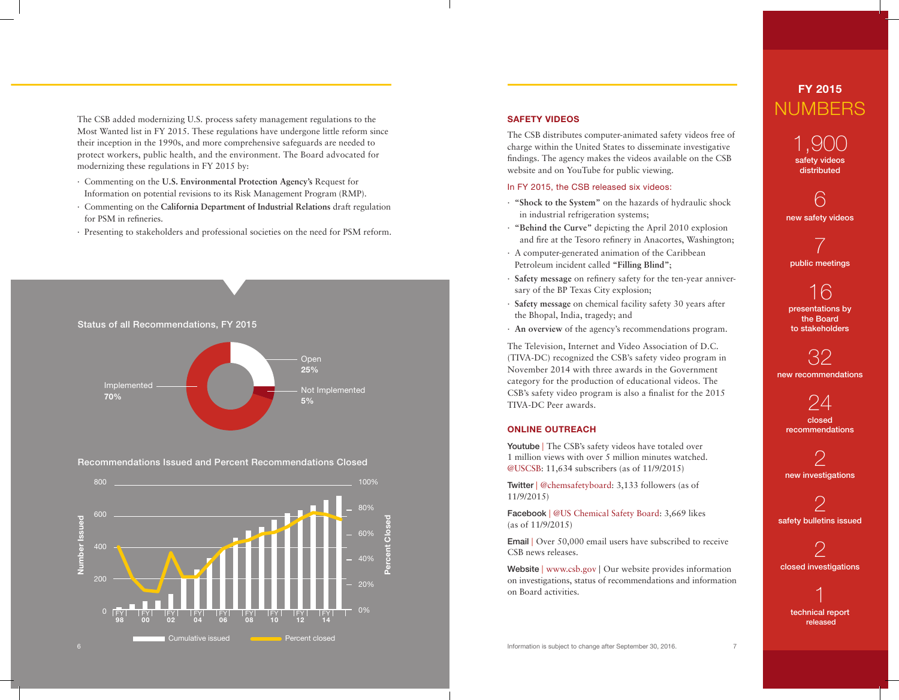The CSB added modernizing U.S. process safety management regulations to the Most Wanted list in FY 2015. These regulations have undergone little reform since their inception in the 1990s, and more comprehensive safeguards are needed to protect workers, public health, and the environment. The Board advocated for modernizing these regulations in FY 2015 by:

- Commenting on the **U.S. Environmental Protection Agency's** Request for Information on potential revisions to its Risk Management Program (RMP).
- Commenting on the **California Department of Industrial Relations** draft regulation for PSM in refineries.
- Presenting to stakeholders and professional societies on the need for PSM reform.

Status of all Recommendations, FY 2015

Open
25%

Not Implemented
5%

Implemented
70%

Recommendations Issued and Percent Recommendations Closed

Number Issued

800
600
400
200
0

Percent Closed

100%
80%
60%
40%
20%
0%

FY 98
FY 00
FY 02
FY 04
FY 06
FY 08
FY 10
FY 12
FY 14

Cumulative issued
Percent closed

## SAFETY VIDEOS

The CSB distributes computer-animated safety videos free of charge within the United States to disseminate investigative findings. The agency makes the videos available on the CSB website and on YouTube for public viewing.

In FY 2015, the CSB released six videos:

- **"Shock to the System"** on the hazards of hydraulic shock in industrial refrigeration systems;
- **"Behind the Curve"** depicting the April 2010 explosion and fire at the Tesoro refinery in Anacortes, Washington;
- A computer-generated animation of the Caribbean Petroleum incident called **"Filling Blind"**;
- **Safety message** on refinery safety for the ten-year anniversary of the BP Texas City explosion;
- **Safety message** on chemical facility safety 30 years after the Bhopal, India, tragedy; and
- **An overview** of the agency's recommendations program.

The Television, Internet and Video Association of D.C. (TIVA-DC) recognized the CSB's safety video program in November 2014 with three awards in the Government category for the production of educational videos. The CSB's safety video program is also a finalist for the 2015 TIVA-DC Peer awards.

## ONLINE OUTREACH

**Youtube** | The CSB's safety videos have totaled over 1 million views with over 5 million minutes watched. @USCSB: 11,634 subscribers (as of 11/9/2015)

**Twitter** | @chemsafetyboard: 3,133 followers (as of 11/9/2015)

**Facebook** | @US Chemical Safety Board: 3,669 likes (as of 11/9/2015)

**Email** | Over 50,000 email users have subscribed to receive CSB news releases.

**Website** | www.csb.gov | Our website provides information on investigations, status of recommendations and information on Board activities.

Information is subject to change after September 30, 2016.

## FY 2015 NUMBERS

**1,900**
safety videos distributed

**6**
new safety videos

**7**
public meetings

**16**
presentations by the Board to stakeholders

**32**
new recommendations

**24**
closed recommendations

**2**
new investigations

**2**
safety bulletins issued

**2**
closed investigations

**1**
technical report released